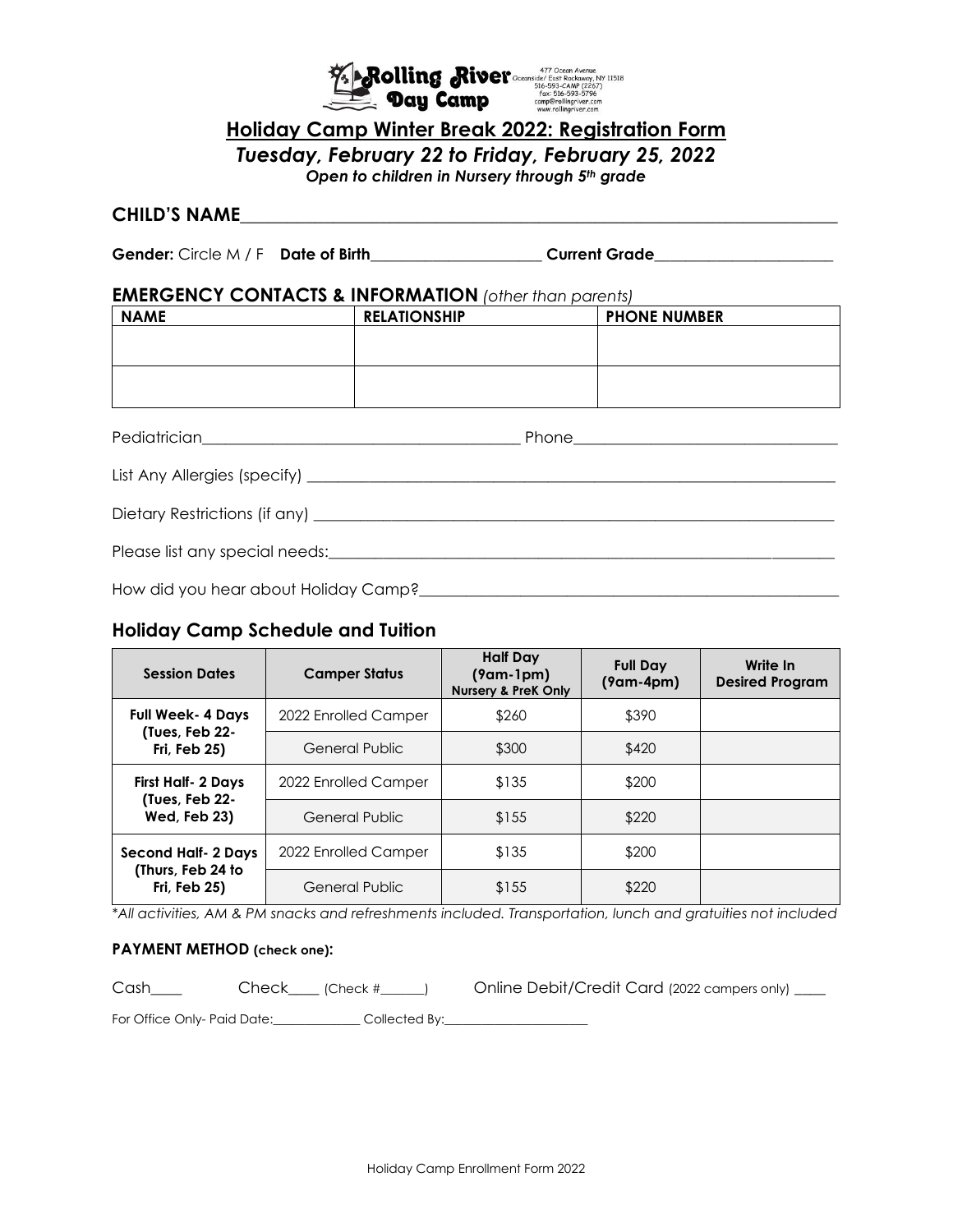Rolling River Day Camp

477 Ocean Avenue
Oceanside/ East Rockaway, NY 11518
516-593-CAMP (2267)
fax: 516-593-5796
camp@rollingriver.com
www.rollingriver.com

# Holiday Camp Winter Break 2022: Registration Form

***Tuesday, February 22 to Friday, February 25, 2022***

***Open to children in Nursery through 5th grade***

**CHILD'S NAME**\_\_\_\_\_\_\_\_\_\_\_\_\_\_\_\_\_\_\_\_\_\_\_\_\_\_\_\_\_\_\_\_\_\_\_\_\_\_\_\_\_\_\_\_\_\_\_\_\_\_\_\_\_\_\_\_\_\_\_\_

**Gender:** Circle M / F **Date of Birth**\_\_\_\_\_\_\_\_\_\_\_\_\_\_\_\_\_\_\_\_ **Current Grade**\_\_\_\_\_\_\_\_\_\_\_\_\_\_\_\_\_\_\_\_

## EMERGENCY CONTACTS & INFORMATION *(other than parents)*

| NAME | RELATIONSHIP | PHONE NUMBER |
|---|---|---|
| | | |
| | | |

Pediatrician\_\_\_\_\_\_\_\_\_\_\_\_\_\_\_\_\_\_\_\_\_\_\_\_\_\_\_\_\_\_\_\_\_\_\_\_ Phone\_\_\_\_\_\_\_\_\_\_\_\_\_\_\_\_\_\_\_\_\_\_\_\_\_\_\_\_\_\_

List Any Allergies (specify) \_\_\_\_\_\_\_\_\_\_\_\_\_\_\_\_\_\_\_\_\_\_\_\_\_\_\_\_\_\_\_\_\_\_\_\_\_\_\_\_\_\_\_\_\_\_\_\_\_\_\_\_\_\_\_\_

Dietary Restrictions (if any) \_\_\_\_\_\_\_\_\_\_\_\_\_\_\_\_\_\_\_\_\_\_\_\_\_\_\_\_\_\_\_\_\_\_\_\_\_\_\_\_\_\_\_\_\_\_\_\_\_\_\_\_\_\_\_

Please list any special needs:\_\_\_\_\_\_\_\_\_\_\_\_\_\_\_\_\_\_\_\_\_\_\_\_\_\_\_\_\_\_\_\_\_\_\_\_\_\_\_\_\_\_\_\_\_\_\_\_\_\_\_\_\_\_

How did you hear about Holiday Camp?\_\_\_\_\_\_\_\_\_\_\_\_\_\_\_\_\_\_\_\_\_\_\_\_\_\_\_\_\_\_\_\_\_\_\_\_\_\_\_\_\_\_\_\_\_\_

## Holiday Camp Schedule and Tuition

| Session Dates | Camper Status | Half Day (9am-1pm) Nursery & PreK Only | Full Day (9am-4pm) | Write In Desired Program |
|---|---|---|---|---|
| **Full Week- 4 Days (Tues, Feb 22- Fri, Feb 25)** | 2022 Enrolled Camper | $260 | $390 | |
| | General Public | $300 | $420 | |
| **First Half- 2 Days (Tues, Feb 22- Wed, Feb 23)** | 2022 Enrolled Camper | $135 | $200 | |
| | General Public | $155 | $220 | |
| **Second Half- 2 Days (Thurs, Feb 24 to Fri, Feb 25)** | 2022 Enrolled Camper | $135 | $200 | |
| | General Public | $155 | $220 | |

*\*All activities, AM & PM snacks and refreshments included. Transportation, lunch and gratuities not included*

**PAYMENT METHOD (check one):**

Cash\_\_\_\_ Check\_\_\_\_ (Check #\_\_\_\_\_\_) Online Debit/Credit Card (2022 campers only) \_\_\_\_

For Office Only- Paid Date:\_\_\_\_\_\_\_\_\_\_\_\_ Collected By:\_\_\_\_\_\_\_\_\_\_\_\_\_\_\_\_\_\_\_\_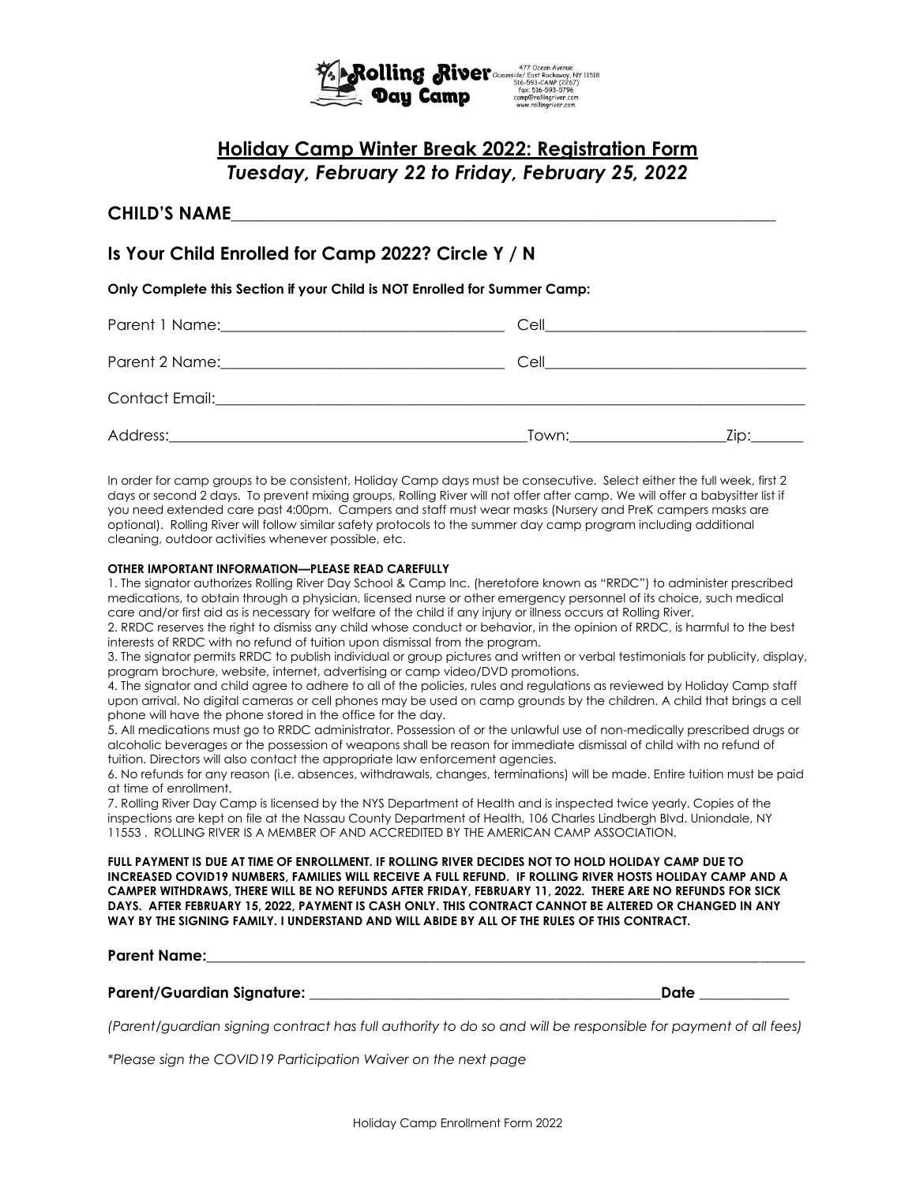**Rolling River Day Camp**

477 Ocean Avenue
Oceanside/ East Rockaway, NY 11518
516-593-CAMP (2267)
fax: 516-593-5796
camp@rollingriver.com
www.rollingriver.com

## Holiday Camp Winter Break 2022: Registration Form

### *Tuesday, February 22 to Friday, February 25, 2022*

**CHILD'S NAME**\_\_\_\_\_\_\_\_\_\_\_\_\_\_\_\_\_\_\_\_\_\_\_\_\_\_\_\_\_\_\_\_\_\_\_\_\_\_\_\_\_\_\_\_\_\_\_\_\_\_\_\_\_\_\_\_\_\_\_\_\_\_\_\_\_\_

### Is Your Child Enrolled for Camp 2022? Circle Y / N

**Only Complete this Section if your Child is NOT Enrolled for Summer Camp:**

Parent 1 Name:\_\_\_\_\_\_\_\_\_\_\_\_\_\_\_\_\_\_\_\_\_\_\_\_\_\_\_\_\_\_\_\_\_\_\_\_\_\_ Cell\_\_\_\_\_\_\_\_\_\_\_\_\_\_\_\_\_\_\_\_\_\_\_\_\_\_\_\_\_\_\_\_\_\_

Parent 2 Name:\_\_\_\_\_\_\_\_\_\_\_\_\_\_\_\_\_\_\_\_\_\_\_\_\_\_\_\_\_\_\_\_\_\_\_\_\_\_ Cell\_\_\_\_\_\_\_\_\_\_\_\_\_\_\_\_\_\_\_\_\_\_\_\_\_\_\_\_\_\_\_\_\_\_

Contact Email:\_\_\_\_\_\_\_\_\_\_\_\_\_\_\_\_\_\_\_\_\_\_\_\_\_\_\_\_\_\_\_\_\_\_\_\_\_\_\_\_\_\_\_\_\_\_\_\_\_\_\_\_\_\_\_\_\_\_\_\_\_\_\_\_\_\_\_\_\_\_\_\_\_\_\_

Address:\_\_\_\_\_\_\_\_\_\_\_\_\_\_\_\_\_\_\_\_\_\_\_\_\_\_\_\_\_\_\_\_\_\_\_\_\_\_\_\_\_\_\_\_\_\_\_\_\_Town:\_\_\_\_\_\_\_\_\_\_\_\_\_\_\_\_\_\_\_\_Zip:\_\_\_\_\_\_\_

In order for camp groups to be consistent, Holiday Camp days must be consecutive. Select either the full week, first 2 days or second 2 days. To prevent mixing groups, Rolling River will not offer after camp. We will offer a babysitter list if you need extended care past 4:00pm. Campers and staff must wear masks (Nursery and PreK campers masks are optional). Rolling River will follow similar safety protocols to the summer day camp program including additional cleaning, outdoor activities whenever possible, etc.

**OTHER IMPORTANT INFORMATION—PLEASE READ CAREFULLY**

1. The signator authorizes Rolling River Day School & Camp Inc. (heretofore known as "RRDC") to administer prescribed medications, to obtain through a physician, licensed nurse or other emergency personnel of its choice, such medical care and/or first aid as is necessary for welfare of the child if any injury or illness occurs at Rolling River.
2. RRDC reserves the right to dismiss any child whose conduct or behavior, in the opinion of RRDC, is harmful to the best interests of RRDC with no refund of tuition upon dismissal from the program.
3. The signator permits RRDC to publish individual or group pictures and written or verbal testimonials for publicity, display, program brochure, website, internet, advertising or camp video/DVD promotions.
4. The signator and child agree to adhere to all of the policies, rules and regulations as reviewed by Holiday Camp staff upon arrival. No digital cameras or cell phones may be used on camp grounds by the children. A child that brings a cell phone will have the phone stored in the office for the day.
5. All medications must go to RRDC administrator. Possession of or the unlawful use of non-medically prescribed drugs or alcoholic beverages or the possession of weapons shall be reason for immediate dismissal of child with no refund of tuition. Directors will also contact the appropriate law enforcement agencies.
6. No refunds for any reason (i.e. absences, withdrawals, changes, terminations) will be made. Entire tuition must be paid at time of enrollment.
7. Rolling River Day Camp is licensed by the NYS Department of Health and is inspected twice yearly. Copies of the inspections are kept on file at the Nassau County Department of Health, 106 Charles Lindbergh Blvd. Uniondale, NY 11553 . ROLLING RIVER IS A MEMBER OF AND ACCREDITED BY THE AMERICAN CAMP ASSOCIATION.

**FULL PAYMENT IS DUE AT TIME OF ENROLLMENT. IF ROLLING RIVER DECIDES NOT TO HOLD HOLIDAY CAMP DUE TO INCREASED COVID19 NUMBERS, FAMILIES WILL RECEIVE A FULL REFUND. IF ROLLING RIVER HOSTS HOLIDAY CAMP AND A CAMPER WITHDRAWS, THERE WILL BE NO REFUNDS AFTER FRIDAY, FEBRUARY 11, 2022. THERE ARE NO REFUNDS FOR SICK DAYS. AFTER FEBRUARY 15, 2022, PAYMENT IS CASH ONLY. THIS CONTRACT CANNOT BE ALTERED OR CHANGED IN ANY WAY BY THE SIGNING FAMILY. I UNDERSTAND AND WILL ABIDE BY ALL OF THE RULES OF THIS CONTRACT.**

**Parent Name:**\_\_\_\_\_\_\_\_\_\_\_\_\_\_\_\_\_\_\_\_\_\_\_\_\_\_\_\_\_\_\_\_\_\_\_\_\_\_\_\_\_\_\_\_\_\_\_\_\_\_\_\_\_\_\_\_\_\_\_\_\_\_\_\_\_\_\_\_\_\_\_\_\_\_\_\_

**Parent/Guardian Signature:** \_\_\_\_\_\_\_\_\_\_\_\_\_\_\_\_\_\_\_\_\_\_\_\_\_\_\_\_\_\_\_\_\_\_\_\_\_\_\_\_\_\_\_\_\_\_\_\_**Date** \_\_\_\_\_\_\_\_\_\_\_\_

*(Parent/guardian signing contract has full authority to do so and will be responsible for payment of all fees)*

*\*Please sign the COVID19 Participation Waiver on the next page*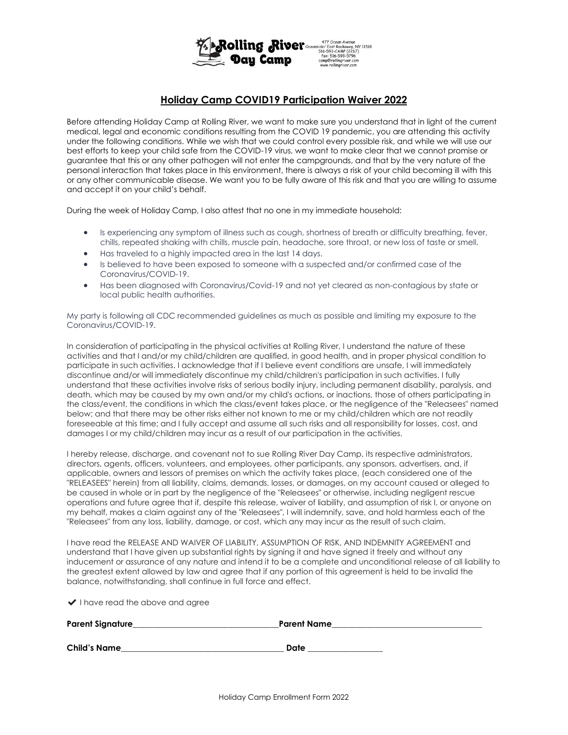**Rolling River Day Camp**

477 Ocean Avenue
Oceanside/ East Rockaway, NY 11518
516-593-CAMP (2267)
fax: 516-593-5796
camp@rollingriver.com
www.rollingriver.com

## Holiday Camp COVID19 Participation Waiver 2022

Before attending Holiday Camp at Rolling River, we want to make sure you understand that in light of the current medical, legal and economic conditions resulting from the COVID 19 pandemic, you are attending this activity under the following conditions. While we wish that we could control every possible risk, and while we will use our best efforts to keep your child safe from the COVID-19 virus, we want to make clear that we cannot promise or guarantee that this or any other pathogen will not enter the campgrounds, and that by the very nature of the personal interaction that takes place in this environment, there is always a risk of your child becoming ill with this or any other communicable disease. We want you to be fully aware of this risk and that you are willing to assume and accept it on your child's behalf.

During the week of Holiday Camp, I also attest that no one in my immediate household:

- Is experiencing any symptom of illness such as cough, shortness of breath or difficulty breathing, fever, chills, repeated shaking with chills, muscle pain, headache, sore throat, or new loss of taste or smell.
- Has traveled to a highly impacted area in the last 14 days.
- Is believed to have been exposed to someone with a suspected and/or confirmed case of the Coronavirus/COVID-19.
- Has been diagnosed with Coronavirus/Covid-19 and not yet cleared as non-contagious by state or local public health authorities.

My party is following all CDC recommended guidelines as much as possible and limiting my exposure to the Coronavirus/COVID-19.

In consideration of participating in the physical activities at Rolling River, I understand the nature of these activities and that I and/or my child/children are qualified, in good health, and in proper physical condition to participate in such activities. I acknowledge that if I believe event conditions are unsafe, I will immediately discontinue and/or will immediately discontinue my child/children's participation in such activities. I fully understand that these activities involve risks of serious bodily injury, including permanent disability, paralysis, and death, which may be caused by my own and/or my child's actions, or inactions, those of others participating in the class/event, the conditions in which the class/event takes place, or the negligence of the "Releasees" named below; and that there may be other risks either not known to me or my child/children which are not readily foreseeable at this time; and I fully accept and assume all such risks and all responsibility for losses, cost, and damages I or my child/children may incur as a result of our participation in the activities.

I hereby release, discharge, and covenant not to sue Rolling River Day Camp, its respective administrators, directors, agents, officers, volunteers, and employees, other participants, any sponsors, advertisers, and, if applicable, owners and lessors of premises on which the activity takes place, (each considered one of the "RELEASEES" herein) from all liability, claims, demands, losses, or damages, on my account caused or alleged to be caused in whole or in part by the negligence of the "Releasees" or otherwise, including negligent rescue operations and future agree that if, despite this release, waiver of liability, and assumption of risk I, or anyone on my behalf, makes a claim against any of the "Releasees", I will indemnify, save, and hold harmless each of the "Releasees" from any loss, liability, damage, or cost, which any may incur as the result of such claim.

I have read the RELEASE AND WAIVER OF LIABILITY, ASSUMPTION OF RISK, AND INDEMNITY AGREEMENT and understand that I have given up substantial rights by signing it and have signed it freely and without any inducement or assurance of any nature and intend it to be a complete and unconditional release of all liability to the greatest extent allowed by law and agree that if any portion of this agreement is held to be invalid the balance, notwithstanding, shall continue in full force and effect.

✔ I have read the above and agree

**Parent Signature**___________________________________ **Parent Name**____________________________________

**Child's Name**_______________________________________ **Date** _________________

Holiday Camp Enrollment Form 2022